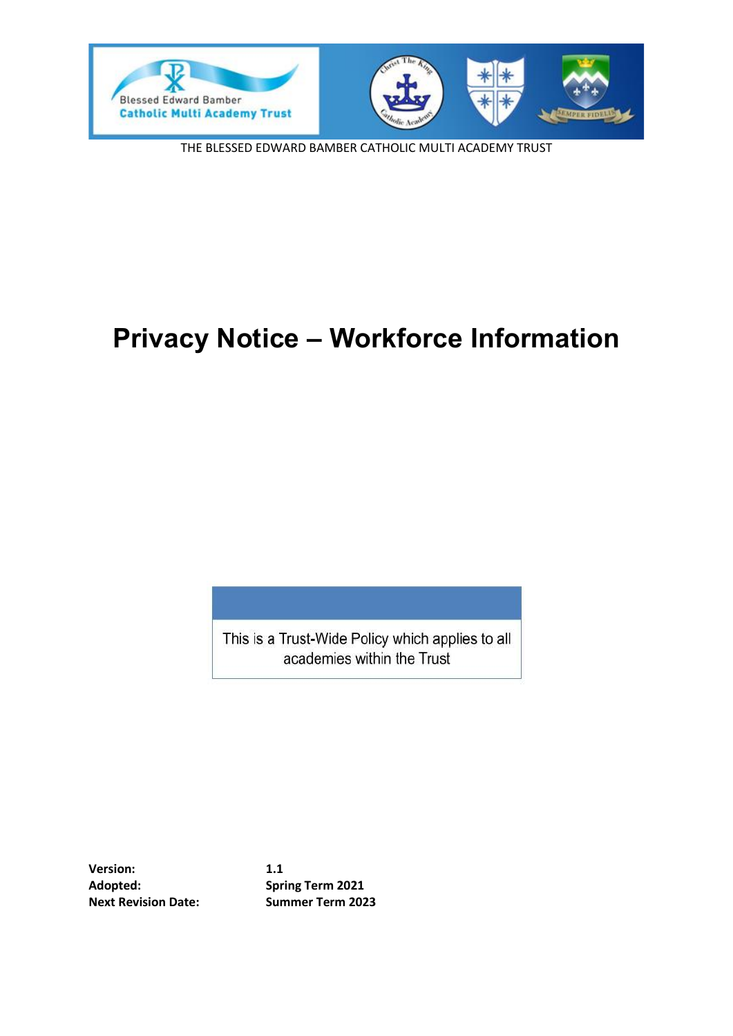THE BLESSED EDWARD BAMBER CATHOLIC MULTI ACADEMY TRUST

# Privacy Notice – Workforce Information

This is a Trust-Wide Policy which applies to all academies within the Trust

| | |
|---|---|
| **Version:** | **1.1** |
| **Adopted:** | **Spring Term 2021** |
| **Next Revision Date:** | **Summer Term 2023** |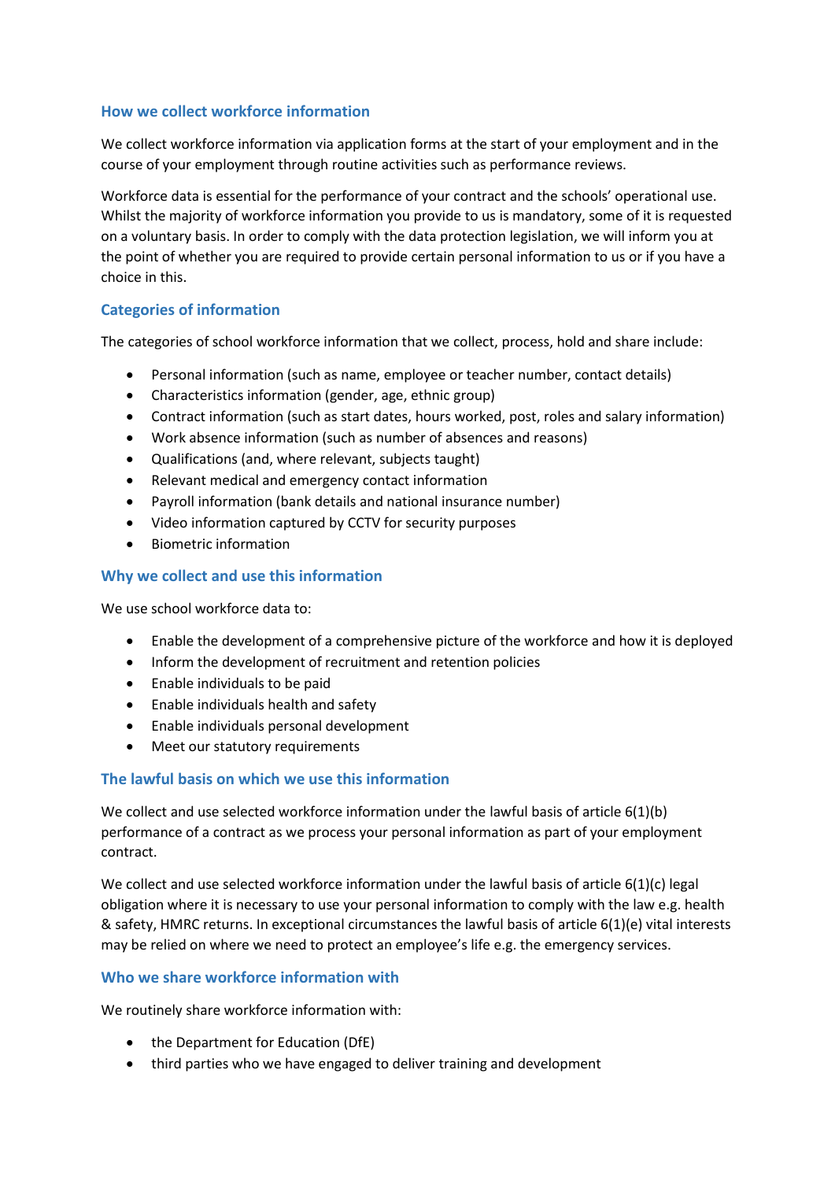## How we collect workforce information

We collect workforce information via application forms at the start of your employment and in the course of your employment through routine activities such as performance reviews.

Workforce data is essential for the performance of your contract and the schools' operational use. Whilst the majority of workforce information you provide to us is mandatory, some of it is requested on a voluntary basis. In order to comply with the data protection legislation, we will inform you at the point of whether you are required to provide certain personal information to us or if you have a choice in this.

## Categories of information

The categories of school workforce information that we collect, process, hold and share include:

- Personal information (such as name, employee or teacher number, contact details)
- Characteristics information (gender, age, ethnic group)
- Contract information (such as start dates, hours worked, post, roles and salary information)
- Work absence information (such as number of absences and reasons)
- Qualifications (and, where relevant, subjects taught)
- Relevant medical and emergency contact information
- Payroll information (bank details and national insurance number)
- Video information captured by CCTV for security purposes
- Biometric information

## Why we collect and use this information

We use school workforce data to:

- Enable the development of a comprehensive picture of the workforce and how it is deployed
- Inform the development of recruitment and retention policies
- Enable individuals to be paid
- Enable individuals health and safety
- Enable individuals personal development
- Meet our statutory requirements

## The lawful basis on which we use this information

We collect and use selected workforce information under the lawful basis of article 6(1)(b) performance of a contract as we process your personal information as part of your employment contract.

We collect and use selected workforce information under the lawful basis of article 6(1)(c) legal obligation where it is necessary to use your personal information to comply with the law e.g. health & safety, HMRC returns. In exceptional circumstances the lawful basis of article 6(1)(e) vital interests may be relied on where we need to protect an employee's life e.g. the emergency services.

## Who we share workforce information with

We routinely share workforce information with:

- the Department for Education (DfE)
- third parties who we have engaged to deliver training and development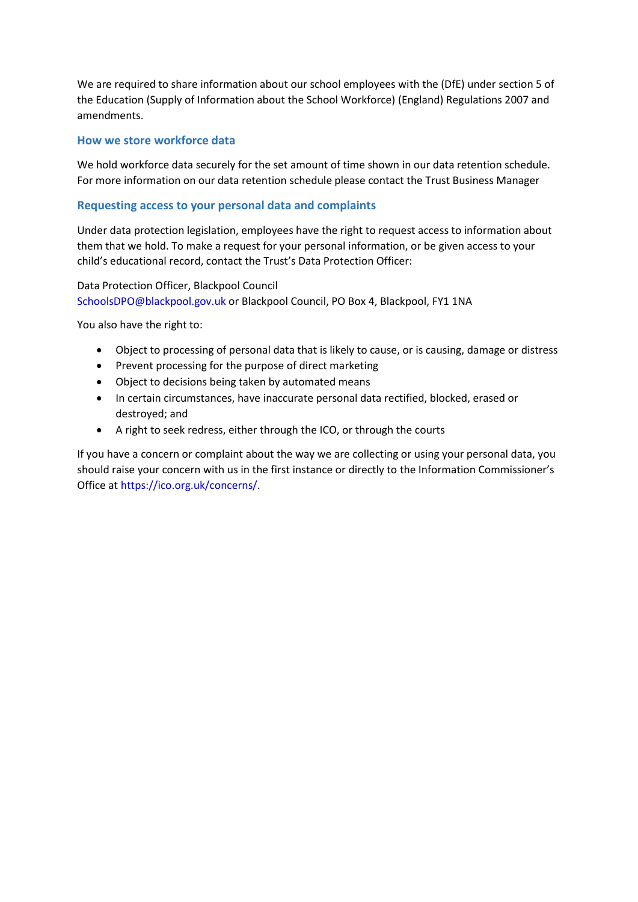We are required to share information about our school employees with the (DfE) under section 5 of the Education (Supply of Information about the School Workforce) (England) Regulations 2007 and amendments.

### How we store workforce data

We hold workforce data securely for the set amount of time shown in our data retention schedule. For more information on our data retention schedule please contact the Trust Business Manager

### Requesting access to your personal data and complaints

Under data protection legislation, employees have the right to request access to information about them that we hold. To make a request for your personal information, or be given access to your child's educational record, contact the Trust's Data Protection Officer:

Data Protection Officer, Blackpool Council
SchoolsDPO@blackpool.gov.uk or Blackpool Council, PO Box 4, Blackpool, FY1 1NA

You also have the right to:

- Object to processing of personal data that is likely to cause, or is causing, damage or distress
- Prevent processing for the purpose of direct marketing
- Object to decisions being taken by automated means
- In certain circumstances, have inaccurate personal data rectified, blocked, erased or destroyed; and
- A right to seek redress, either through the ICO, or through the courts

If you have a concern or complaint about the way we are collecting or using your personal data, you should raise your concern with us in the first instance or directly to the Information Commissioner's Office at https://ico.org.uk/concerns/.